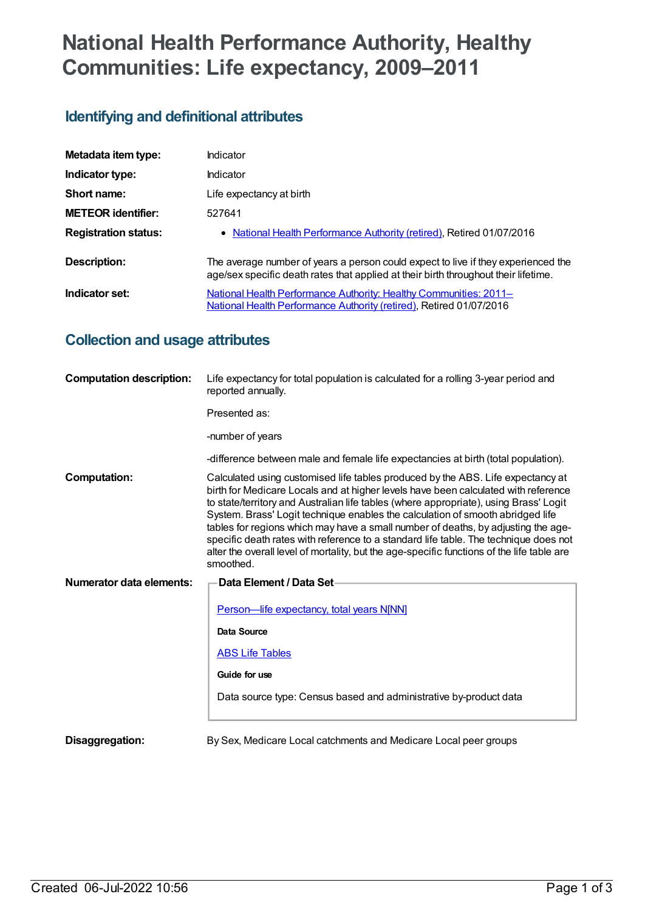# National Health Performance Authority, Healthy Communities: Life expectancy, 2009–2011

## Identifying and definitional attributes

| | |
|---|---|
| **Metadata item type:** | Indicator |
| **Indicator type:** | Indicator |
| **Short name:** | Life expectancy at birth |
| **METEOR identifier:** | 527641 |
| **Registration status:** | • National Health Performance Authority (retired), Retired 01/07/2016 |
| **Description:** | The average number of years a person could expect to live if they experienced the age/sex specific death rates that applied at their birth throughout their lifetime. |
| **Indicator set:** | National Health Performance Authority: Healthy Communities: 2011– National Health Performance Authority (retired), Retired 01/07/2016 |

## Collection and usage attributes

**Computation description:** Life expectancy for total population is calculated for a rolling 3-year period and reported annually.

Presented as:

-number of years

-difference between male and female life expectancies at birth (total population).

**Computation:** Calculated using customised life tables produced by the ABS. Life expectancy at birth for Medicare Locals and at higher levels have been calculated with reference to state/territory and Australian life tables (where appropriate), using Brass' Logit System. Brass' Logit technique enables the calculation of smooth abridged life tables for regions which may have a small number of deaths, by adjusting the age-specific death rates with reference to a standard life table. The technique does not alter the overall level of mortality, but the age-specific functions of the life table are smoothed.

**Numerator data elements:**

**Data Element / Data Set**

Person—life expectancy, total years N[NN]

**Data Source**

ABS Life Tables

**Guide for use**

Data source type: Census based and administrative by-product data

**Disaggregation:** By Sex, Medicare Local catchments and Medicare Local peer groups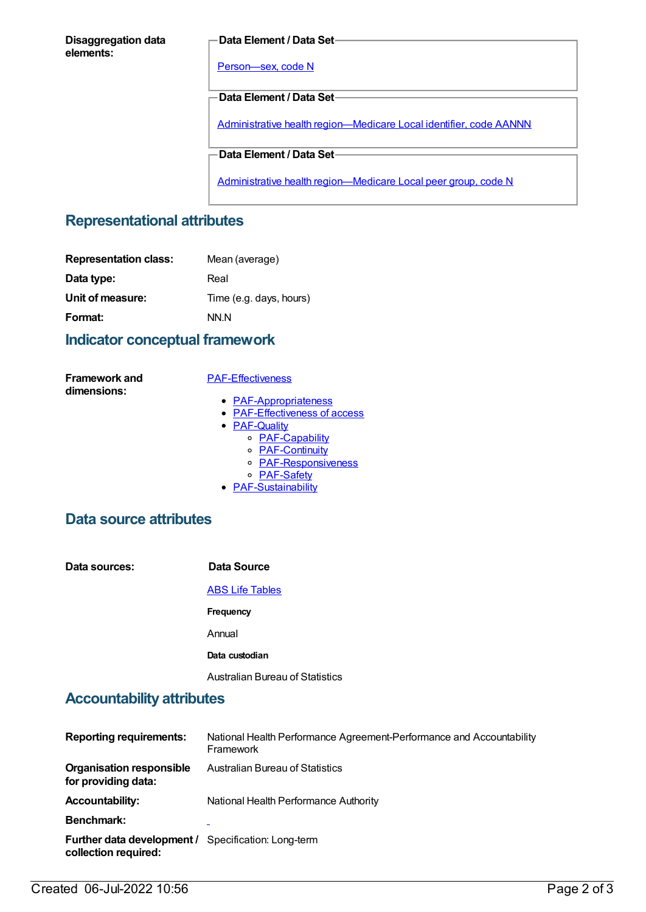**Disaggregation data elements:**

**Data Element / Data Set**

Person—sex, code N

**Data Element / Data Set**

Administrative health region—Medicare Local identifier, code AANNN

**Data Element / Data Set**

Administrative health region—Medicare Local peer group, code N

## Representational attributes

| | |
|---|---|
| **Representation class:** | Mean (average) |
| **Data type:** | Real |
| **Unit of measure:** | Time (e.g. days, hours) |
| **Format:** | NN.N |

## Indicator conceptual framework

**Framework and dimensions:**

PAF-Effectiveness

- PAF-Appropriateness
- PAF-Effectiveness of access
- PAF-Quality
  - PAF-Capability
  - PAF-Continuity
  - PAF-Responsiveness
  - PAF-Safety
- PAF-Sustainability

## Data source attributes

**Data sources:**

**Data Source**

ABS Life Tables

**Frequency**

Annual

**Data custodian**

Australian Bureau of Statistics

## Accountability attributes

| | |
|---|---|
| **Reporting requirements:** | National Health Performance Agreement-Performance and Accountability Framework |
| **Organisation responsible for providing data:** | Australian Bureau of Statistics |
| **Accountability:** | National Health Performance Authority |
| **Benchmark:** | |
| **Further data development / collection required:** | Specification: Long-term |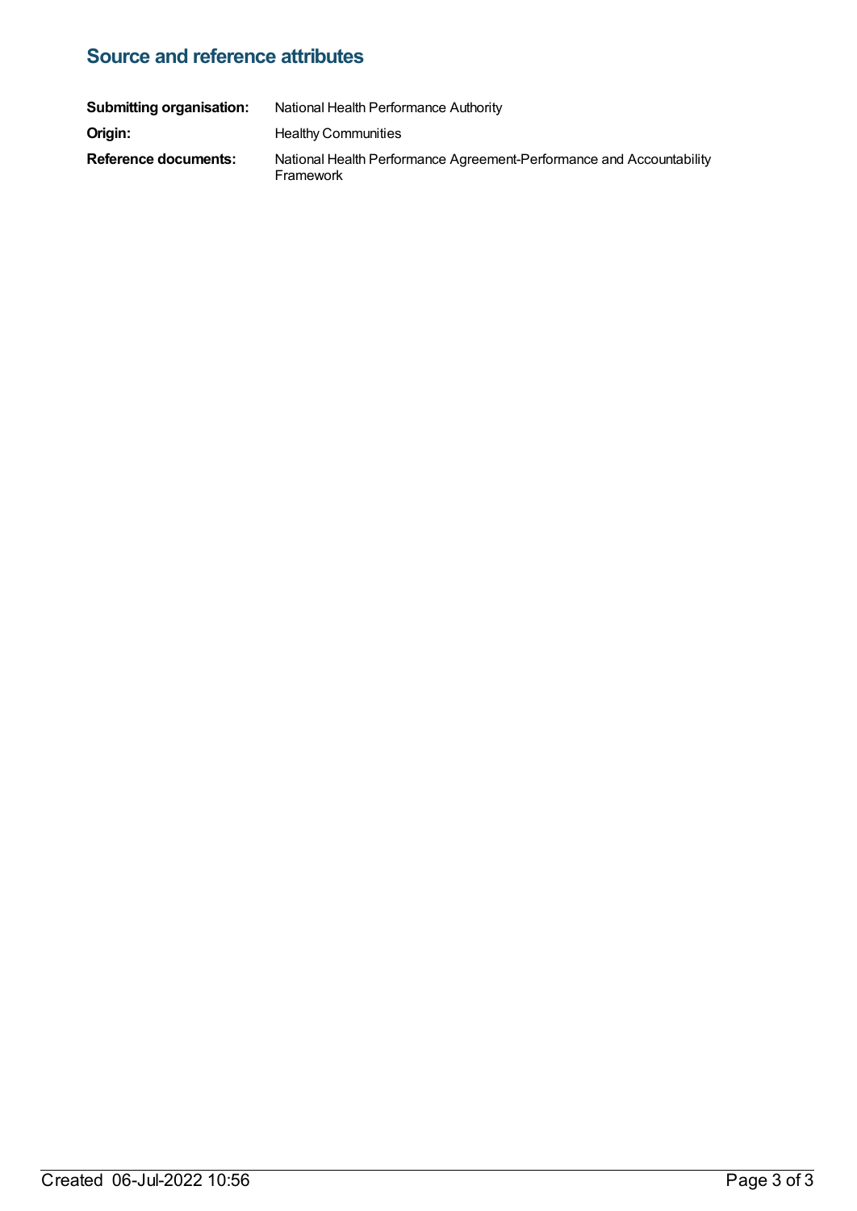## Source and reference attributes

| | |
|---|---|
| **Submitting organisation:** | National Health Performance Authority |
| **Origin:** | Healthy Communities |
| **Reference documents:** | National Health Performance Agreement-Performance and Accountability Framework |